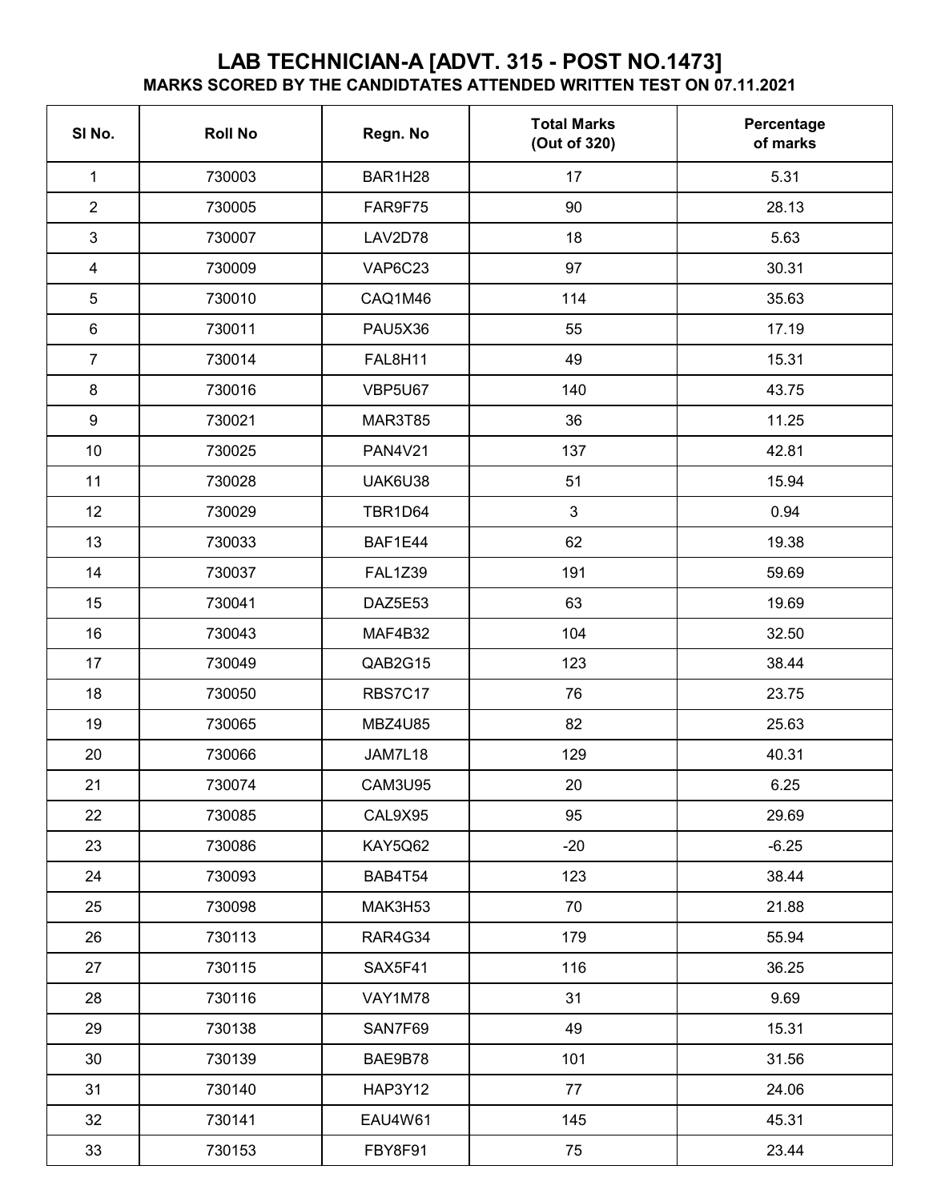# LAB TECHNICIAN-A [ADVT. 315 - POST NO.1473]

## MARKS SCORED BY THE CANDIDTATES ATTENDED WRITTEN TEST ON 07.11.2021

| Sl No. | Roll No | Regn. No | Total Marks (Out of 320) | Percentage of marks |
|---|---|---|---|---|
| 1 | 730003 | BAR1H28 | 17 | 5.31 |
| 2 | 730005 | FAR9F75 | 90 | 28.13 |
| 3 | 730007 | LAV2D78 | 18 | 5.63 |
| 4 | 730009 | VAP6C23 | 97 | 30.31 |
| 5 | 730010 | CAQ1M46 | 114 | 35.63 |
| 6 | 730011 | PAU5X36 | 55 | 17.19 |
| 7 | 730014 | FAL8H11 | 49 | 15.31 |
| 8 | 730016 | VBP5U67 | 140 | 43.75 |
| 9 | 730021 | MAR3T85 | 36 | 11.25 |
| 10 | 730025 | PAN4V21 | 137 | 42.81 |
| 11 | 730028 | UAK6U38 | 51 | 15.94 |
| 12 | 730029 | TBR1D64 | 3 | 0.94 |
| 13 | 730033 | BAF1E44 | 62 | 19.38 |
| 14 | 730037 | FAL1Z39 | 191 | 59.69 |
| 15 | 730041 | DAZ5E53 | 63 | 19.69 |
| 16 | 730043 | MAF4B32 | 104 | 32.50 |
| 17 | 730049 | QAB2G15 | 123 | 38.44 |
| 18 | 730050 | RBS7C17 | 76 | 23.75 |
| 19 | 730065 | MBZ4U85 | 82 | 25.63 |
| 20 | 730066 | JAM7L18 | 129 | 40.31 |
| 21 | 730074 | CAM3U95 | 20 | 6.25 |
| 22 | 730085 | CAL9X95 | 95 | 29.69 |
| 23 | 730086 | KAY5Q62 | -20 | -6.25 |
| 24 | 730093 | BAB4T54 | 123 | 38.44 |
| 25 | 730098 | MAK3H53 | 70 | 21.88 |
| 26 | 730113 | RAR4G34 | 179 | 55.94 |
| 27 | 730115 | SAX5F41 | 116 | 36.25 |
| 28 | 730116 | VAY1M78 | 31 | 9.69 |
| 29 | 730138 | SAN7F69 | 49 | 15.31 |
| 30 | 730139 | BAE9B78 | 101 | 31.56 |
| 31 | 730140 | HAP3Y12 | 77 | 24.06 |
| 32 | 730141 | EAU4W61 | 145 | 45.31 |
| 33 | 730153 | FBY8F91 | 75 | 23.44 |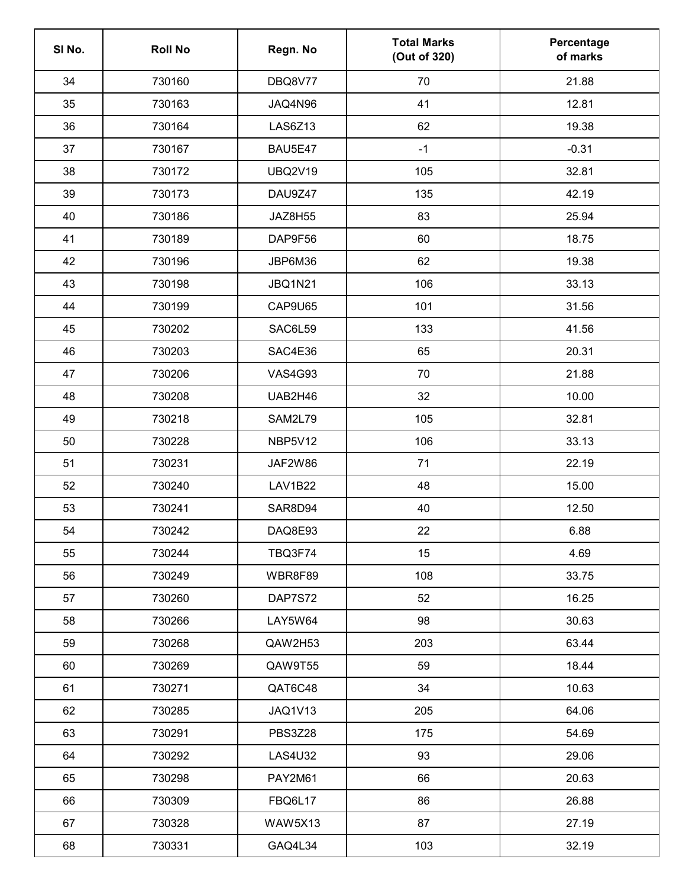| Sl No. | Roll No | Regn. No | Total Marks (Out of 320) | Percentage of marks |
|---|---|---|---|---|
| 34 | 730160 | DBQ8V77 | 70 | 21.88 |
| 35 | 730163 | JAQ4N96 | 41 | 12.81 |
| 36 | 730164 | LAS6Z13 | 62 | 19.38 |
| 37 | 730167 | BAU5E47 | -1 | -0.31 |
| 38 | 730172 | UBQ2V19 | 105 | 32.81 |
| 39 | 730173 | DAU9Z47 | 135 | 42.19 |
| 40 | 730186 | JAZ8H55 | 83 | 25.94 |
| 41 | 730189 | DAP9F56 | 60 | 18.75 |
| 42 | 730196 | JBP6M36 | 62 | 19.38 |
| 43 | 730198 | JBQ1N21 | 106 | 33.13 |
| 44 | 730199 | CAP9U65 | 101 | 31.56 |
| 45 | 730202 | SAC6L59 | 133 | 41.56 |
| 46 | 730203 | SAC4E36 | 65 | 20.31 |
| 47 | 730206 | VAS4G93 | 70 | 21.88 |
| 48 | 730208 | UAB2H46 | 32 | 10.00 |
| 49 | 730218 | SAM2L79 | 105 | 32.81 |
| 50 | 730228 | NBP5V12 | 106 | 33.13 |
| 51 | 730231 | JAF2W86 | 71 | 22.19 |
| 52 | 730240 | LAV1B22 | 48 | 15.00 |
| 53 | 730241 | SAR8D94 | 40 | 12.50 |
| 54 | 730242 | DAQ8E93 | 22 | 6.88 |
| 55 | 730244 | TBQ3F74 | 15 | 4.69 |
| 56 | 730249 | WBR8F89 | 108 | 33.75 |
| 57 | 730260 | DAP7S72 | 52 | 16.25 |
| 58 | 730266 | LAY5W64 | 98 | 30.63 |
| 59 | 730268 | QAW2H53 | 203 | 63.44 |
| 60 | 730269 | QAW9T55 | 59 | 18.44 |
| 61 | 730271 | QAT6C48 | 34 | 10.63 |
| 62 | 730285 | JAQ1V13 | 205 | 64.06 |
| 63 | 730291 | PBS3Z28 | 175 | 54.69 |
| 64 | 730292 | LAS4U32 | 93 | 29.06 |
| 65 | 730298 | PAY2M61 | 66 | 20.63 |
| 66 | 730309 | FBQ6L17 | 86 | 26.88 |
| 67 | 730328 | WAW5X13 | 87 | 27.19 |
| 68 | 730331 | GAQ4L34 | 103 | 32.19 |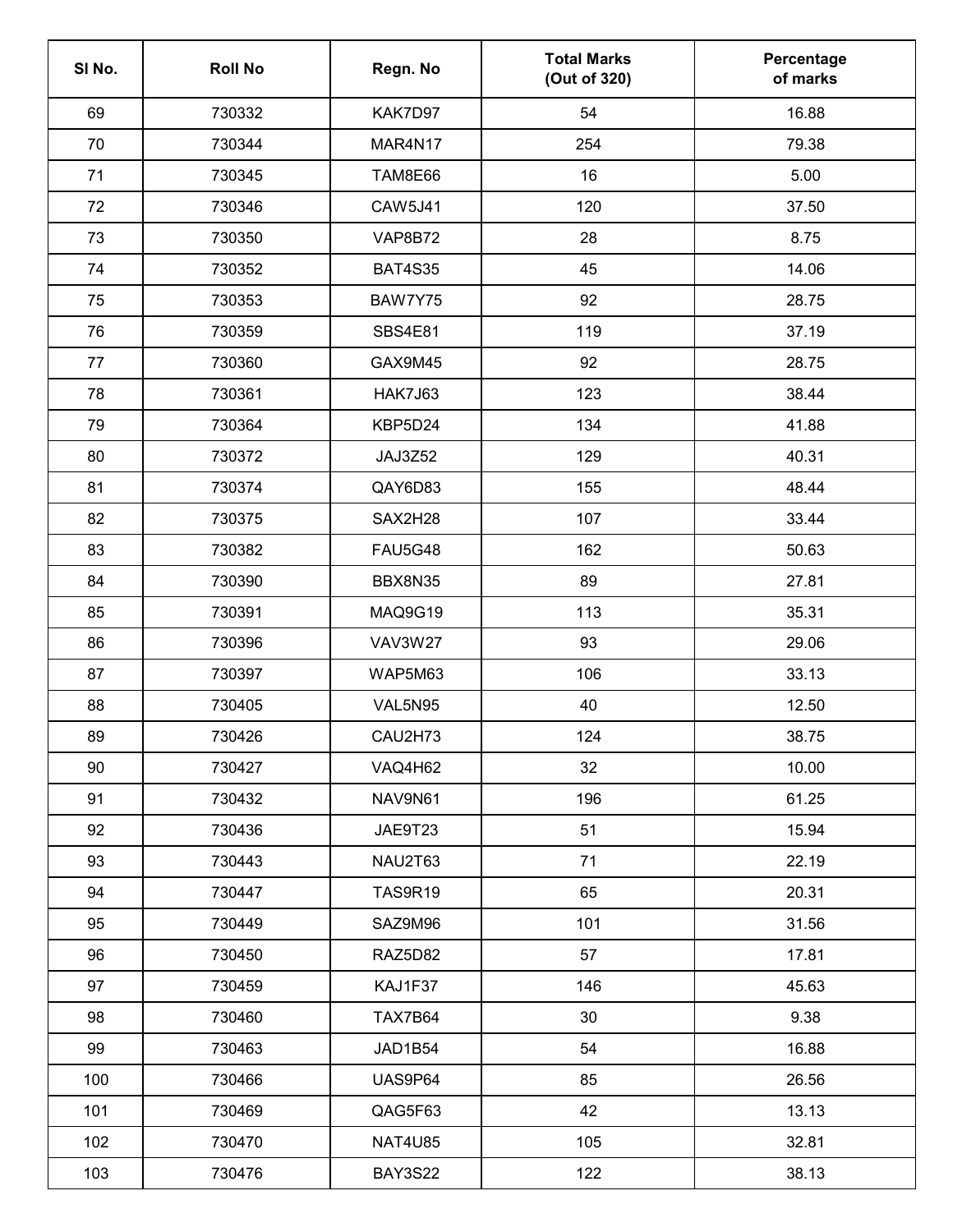| Sl No. | Roll No | Regn. No | Total Marks (Out of 320) | Percentage of marks |
|---|---|---|---|---|
| 69 | 730332 | KAK7D97 | 54 | 16.88 |
| 70 | 730344 | MAR4N17 | 254 | 79.38 |
| 71 | 730345 | TAM8E66 | 16 | 5.00 |
| 72 | 730346 | CAW5J41 | 120 | 37.50 |
| 73 | 730350 | VAP8B72 | 28 | 8.75 |
| 74 | 730352 | BAT4S35 | 45 | 14.06 |
| 75 | 730353 | BAW7Y75 | 92 | 28.75 |
| 76 | 730359 | SBS4E81 | 119 | 37.19 |
| 77 | 730360 | GAX9M45 | 92 | 28.75 |
| 78 | 730361 | HAK7J63 | 123 | 38.44 |
| 79 | 730364 | KBP5D24 | 134 | 41.88 |
| 80 | 730372 | JAJ3Z52 | 129 | 40.31 |
| 81 | 730374 | QAY6D83 | 155 | 48.44 |
| 82 | 730375 | SAX2H28 | 107 | 33.44 |
| 83 | 730382 | FAU5G48 | 162 | 50.63 |
| 84 | 730390 | BBX8N35 | 89 | 27.81 |
| 85 | 730391 | MAQ9G19 | 113 | 35.31 |
| 86 | 730396 | VAV3W27 | 93 | 29.06 |
| 87 | 730397 | WAP5M63 | 106 | 33.13 |
| 88 | 730405 | VAL5N95 | 40 | 12.50 |
| 89 | 730426 | CAU2H73 | 124 | 38.75 |
| 90 | 730427 | VAQ4H62 | 32 | 10.00 |
| 91 | 730432 | NAV9N61 | 196 | 61.25 |
| 92 | 730436 | JAE9T23 | 51 | 15.94 |
| 93 | 730443 | NAU2T63 | 71 | 22.19 |
| 94 | 730447 | TAS9R19 | 65 | 20.31 |
| 95 | 730449 | SAZ9M96 | 101 | 31.56 |
| 96 | 730450 | RAZ5D82 | 57 | 17.81 |
| 97 | 730459 | KAJ1F37 | 146 | 45.63 |
| 98 | 730460 | TAX7B64 | 30 | 9.38 |
| 99 | 730463 | JAD1B54 | 54 | 16.88 |
| 100 | 730466 | UAS9P64 | 85 | 26.56 |
| 101 | 730469 | QAG5F63 | 42 | 13.13 |
| 102 | 730470 | NAT4U85 | 105 | 32.81 |
| 103 | 730476 | BAY3S22 | 122 | 38.13 |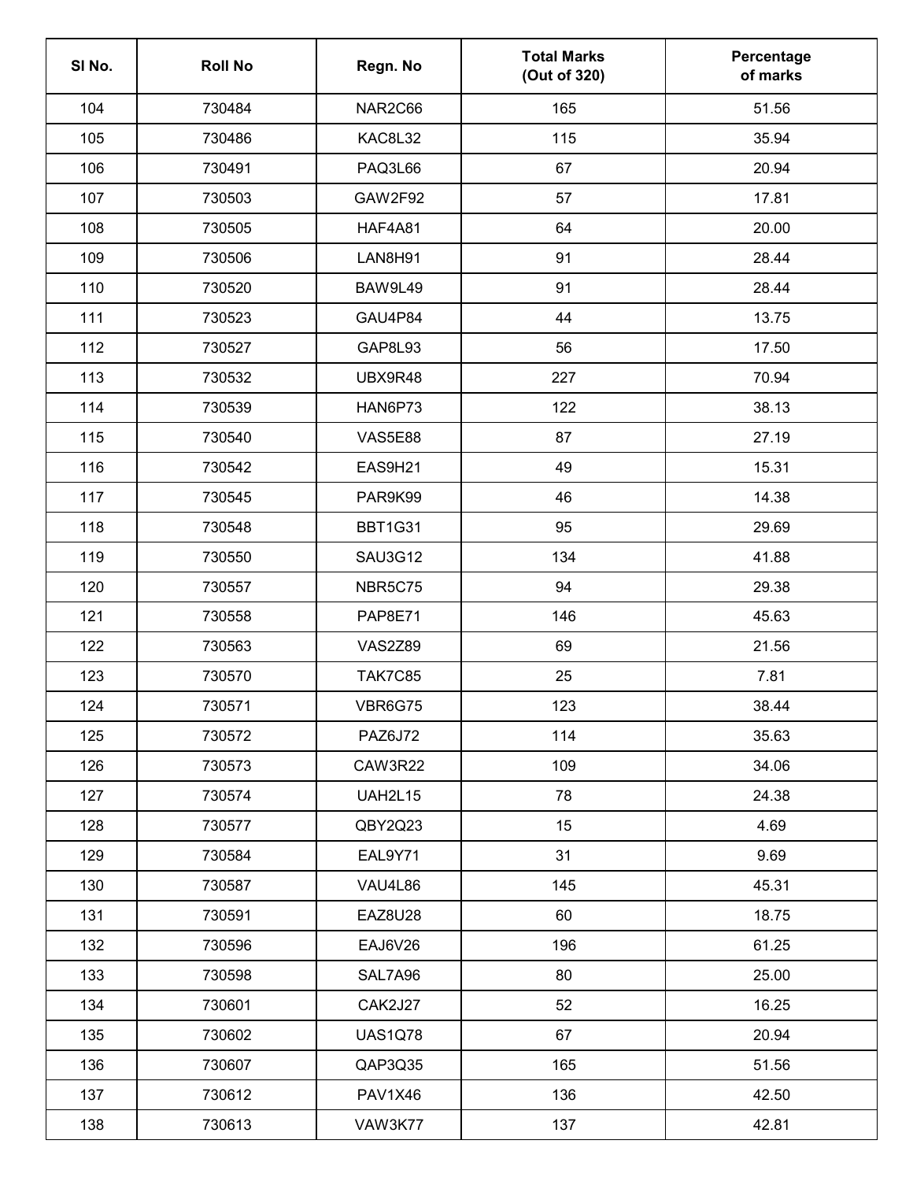| Sl No. | Roll No | Regn. No | Total Marks (Out of 320) | Percentage of marks |
|---|---|---|---|---|
| 104 | 730484 | NAR2C66 | 165 | 51.56 |
| 105 | 730486 | KAC8L32 | 115 | 35.94 |
| 106 | 730491 | PAQ3L66 | 67 | 20.94 |
| 107 | 730503 | GAW2F92 | 57 | 17.81 |
| 108 | 730505 | HAF4A81 | 64 | 20.00 |
| 109 | 730506 | LAN8H91 | 91 | 28.44 |
| 110 | 730520 | BAW9L49 | 91 | 28.44 |
| 111 | 730523 | GAU4P84 | 44 | 13.75 |
| 112 | 730527 | GAP8L93 | 56 | 17.50 |
| 113 | 730532 | UBX9R48 | 227 | 70.94 |
| 114 | 730539 | HAN6P73 | 122 | 38.13 |
| 115 | 730540 | VAS5E88 | 87 | 27.19 |
| 116 | 730542 | EAS9H21 | 49 | 15.31 |
| 117 | 730545 | PAR9K99 | 46 | 14.38 |
| 118 | 730548 | BBT1G31 | 95 | 29.69 |
| 119 | 730550 | SAU3G12 | 134 | 41.88 |
| 120 | 730557 | NBR5C75 | 94 | 29.38 |
| 121 | 730558 | PAP8E71 | 146 | 45.63 |
| 122 | 730563 | VAS2Z89 | 69 | 21.56 |
| 123 | 730570 | TAK7C85 | 25 | 7.81 |
| 124 | 730571 | VBR6G75 | 123 | 38.44 |
| 125 | 730572 | PAZ6J72 | 114 | 35.63 |
| 126 | 730573 | CAW3R22 | 109 | 34.06 |
| 127 | 730574 | UAH2L15 | 78 | 24.38 |
| 128 | 730577 | QBY2Q23 | 15 | 4.69 |
| 129 | 730584 | EAL9Y71 | 31 | 9.69 |
| 130 | 730587 | VAU4L86 | 145 | 45.31 |
| 131 | 730591 | EAZ8U28 | 60 | 18.75 |
| 132 | 730596 | EAJ6V26 | 196 | 61.25 |
| 133 | 730598 | SAL7A96 | 80 | 25.00 |
| 134 | 730601 | CAK2J27 | 52 | 16.25 |
| 135 | 730602 | UAS1Q78 | 67 | 20.94 |
| 136 | 730607 | QAP3Q35 | 165 | 51.56 |
| 137 | 730612 | PAV1X46 | 136 | 42.50 |
| 138 | 730613 | VAW3K77 | 137 | 42.81 |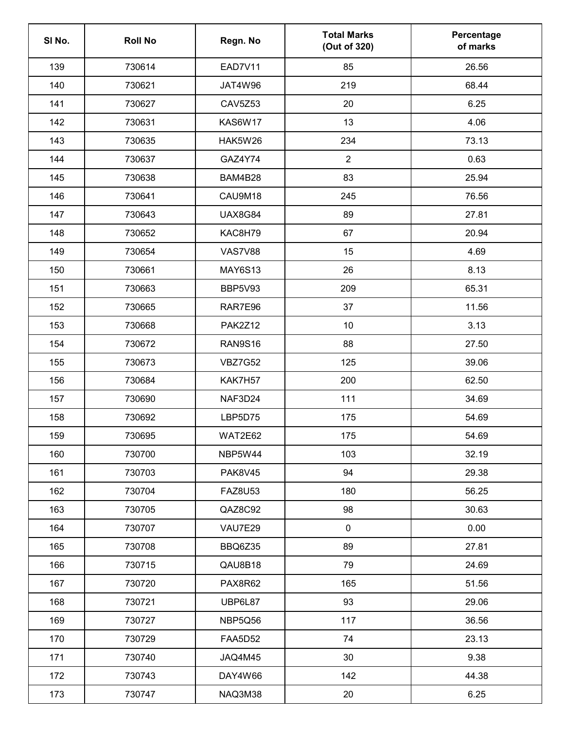| Sl No. | Roll No | Regn. No | Total Marks (Out of 320) | Percentage of marks |
|---|---|---|---|---|
| 139 | 730614 | EAD7V11 | 85 | 26.56 |
| 140 | 730621 | JAT4W96 | 219 | 68.44 |
| 141 | 730627 | CAV5Z53 | 20 | 6.25 |
| 142 | 730631 | KAS6W17 | 13 | 4.06 |
| 143 | 730635 | HAK5W26 | 234 | 73.13 |
| 144 | 730637 | GAZ4Y74 | 2 | 0.63 |
| 145 | 730638 | BAM4B28 | 83 | 25.94 |
| 146 | 730641 | CAU9M18 | 245 | 76.56 |
| 147 | 730643 | UAX8G84 | 89 | 27.81 |
| 148 | 730652 | KAC8H79 | 67 | 20.94 |
| 149 | 730654 | VAS7V88 | 15 | 4.69 |
| 150 | 730661 | MAY6S13 | 26 | 8.13 |
| 151 | 730663 | BBP5V93 | 209 | 65.31 |
| 152 | 730665 | RAR7E96 | 37 | 11.56 |
| 153 | 730668 | PAK2Z12 | 10 | 3.13 |
| 154 | 730672 | RAN9S16 | 88 | 27.50 |
| 155 | 730673 | VBZ7G52 | 125 | 39.06 |
| 156 | 730684 | KAK7H57 | 200 | 62.50 |
| 157 | 730690 | NAF3D24 | 111 | 34.69 |
| 158 | 730692 | LBP5D75 | 175 | 54.69 |
| 159 | 730695 | WAT2E62 | 175 | 54.69 |
| 160 | 730700 | NBP5W44 | 103 | 32.19 |
| 161 | 730703 | PAK8V45 | 94 | 29.38 |
| 162 | 730704 | FAZ8U53 | 180 | 56.25 |
| 163 | 730705 | QAZ8C92 | 98 | 30.63 |
| 164 | 730707 | VAU7E29 | 0 | 0.00 |
| 165 | 730708 | BBQ6Z35 | 89 | 27.81 |
| 166 | 730715 | QAU8B18 | 79 | 24.69 |
| 167 | 730720 | PAX8R62 | 165 | 51.56 |
| 168 | 730721 | UBP6L87 | 93 | 29.06 |
| 169 | 730727 | NBP5Q56 | 117 | 36.56 |
| 170 | 730729 | FAA5D52 | 74 | 23.13 |
| 171 | 730740 | JAQ4M45 | 30 | 9.38 |
| 172 | 730743 | DAY4W66 | 142 | 44.38 |
| 173 | 730747 | NAQ3M38 | 20 | 6.25 |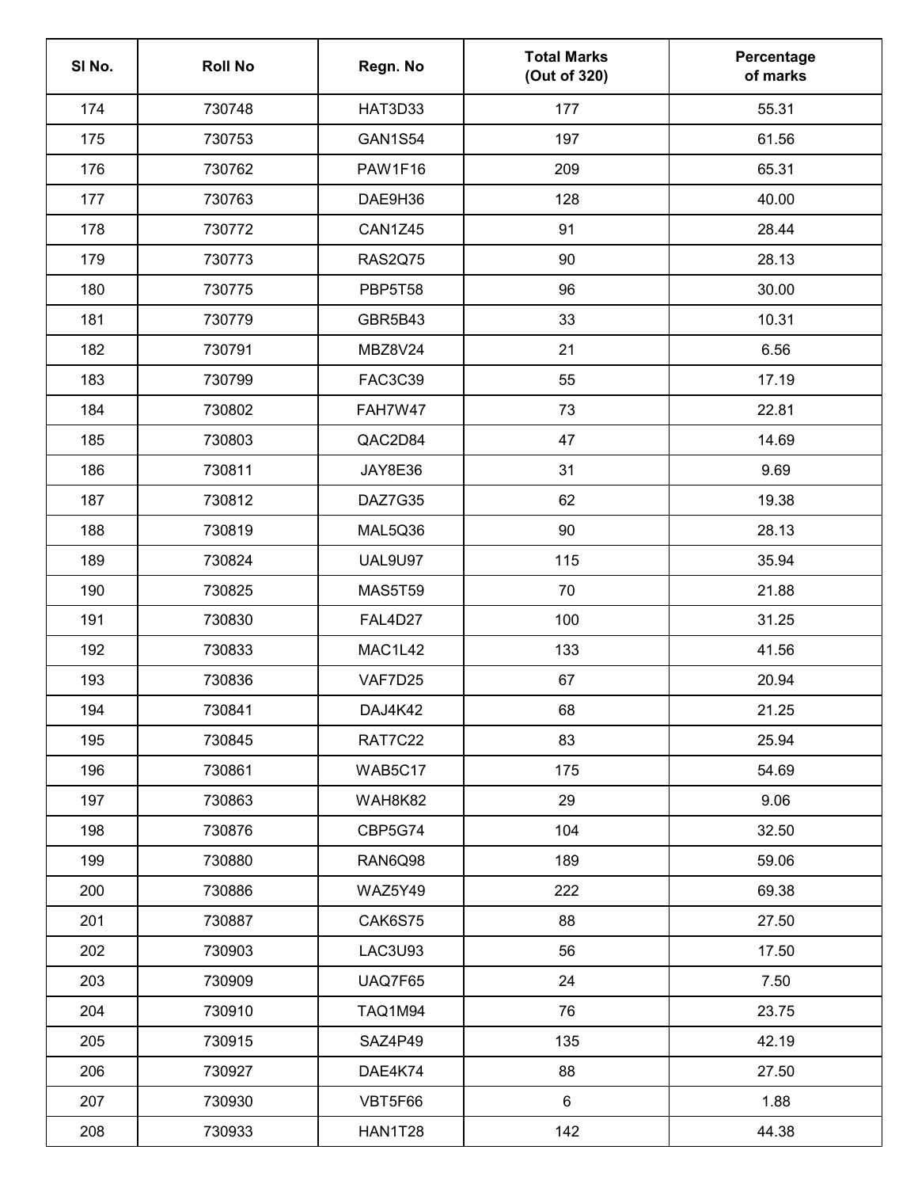| Sl No. | Roll No | Regn. No | Total Marks (Out of 320) | Percentage of marks |
|---|---|---|---|---|
| 174 | 730748 | HAT3D33 | 177 | 55.31 |
| 175 | 730753 | GAN1S54 | 197 | 61.56 |
| 176 | 730762 | PAW1F16 | 209 | 65.31 |
| 177 | 730763 | DAE9H36 | 128 | 40.00 |
| 178 | 730772 | CAN1Z45 | 91 | 28.44 |
| 179 | 730773 | RAS2Q75 | 90 | 28.13 |
| 180 | 730775 | PBP5T58 | 96 | 30.00 |
| 181 | 730779 | GBR5B43 | 33 | 10.31 |
| 182 | 730791 | MBZ8V24 | 21 | 6.56 |
| 183 | 730799 | FAC3C39 | 55 | 17.19 |
| 184 | 730802 | FAH7W47 | 73 | 22.81 |
| 185 | 730803 | QAC2D84 | 47 | 14.69 |
| 186 | 730811 | JAY8E36 | 31 | 9.69 |
| 187 | 730812 | DAZ7G35 | 62 | 19.38 |
| 188 | 730819 | MAL5Q36 | 90 | 28.13 |
| 189 | 730824 | UAL9U97 | 115 | 35.94 |
| 190 | 730825 | MAS5T59 | 70 | 21.88 |
| 191 | 730830 | FAL4D27 | 100 | 31.25 |
| 192 | 730833 | MAC1L42 | 133 | 41.56 |
| 193 | 730836 | VAF7D25 | 67 | 20.94 |
| 194 | 730841 | DAJ4K42 | 68 | 21.25 |
| 195 | 730845 | RAT7C22 | 83 | 25.94 |
| 196 | 730861 | WAB5C17 | 175 | 54.69 |
| 197 | 730863 | WAH8K82 | 29 | 9.06 |
| 198 | 730876 | CBP5G74 | 104 | 32.50 |
| 199 | 730880 | RAN6Q98 | 189 | 59.06 |
| 200 | 730886 | WAZ5Y49 | 222 | 69.38 |
| 201 | 730887 | CAK6S75 | 88 | 27.50 |
| 202 | 730903 | LAC3U93 | 56 | 17.50 |
| 203 | 730909 | UAQ7F65 | 24 | 7.50 |
| 204 | 730910 | TAQ1M94 | 76 | 23.75 |
| 205 | 730915 | SAZ4P49 | 135 | 42.19 |
| 206 | 730927 | DAE4K74 | 88 | 27.50 |
| 207 | 730930 | VBT5F66 | 6 | 1.88 |
| 208 | 730933 | HAN1T28 | 142 | 44.38 |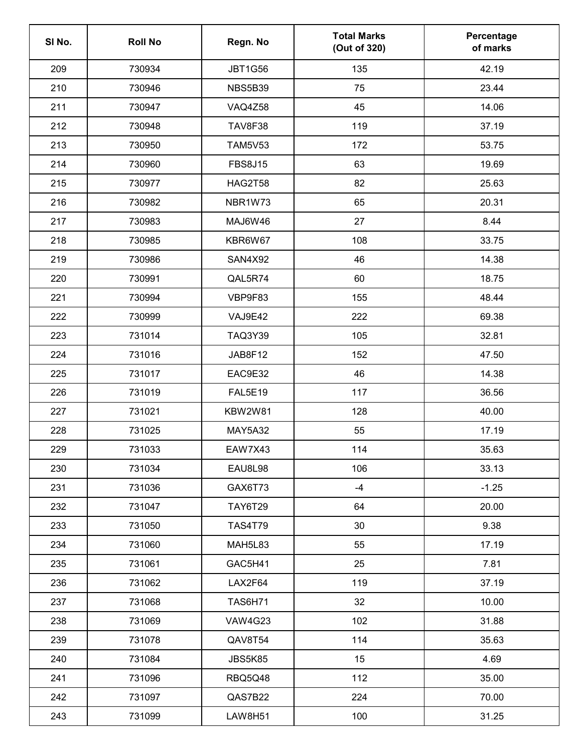| Sl No. | Roll No | Regn. No | Total Marks (Out of 320) | Percentage of marks |
|---|---|---|---|---|
| 209 | 730934 | JBT1G56 | 135 | 42.19 |
| 210 | 730946 | NBS5B39 | 75 | 23.44 |
| 211 | 730947 | VAQ4Z58 | 45 | 14.06 |
| 212 | 730948 | TAV8F38 | 119 | 37.19 |
| 213 | 730950 | TAM5V53 | 172 | 53.75 |
| 214 | 730960 | FBS8J15 | 63 | 19.69 |
| 215 | 730977 | HAG2T58 | 82 | 25.63 |
| 216 | 730982 | NBR1W73 | 65 | 20.31 |
| 217 | 730983 | MAJ6W46 | 27 | 8.44 |
| 218 | 730985 | KBR6W67 | 108 | 33.75 |
| 219 | 730986 | SAN4X92 | 46 | 14.38 |
| 220 | 730991 | QAL5R74 | 60 | 18.75 |
| 221 | 730994 | VBP9F83 | 155 | 48.44 |
| 222 | 730999 | VAJ9E42 | 222 | 69.38 |
| 223 | 731014 | TAQ3Y39 | 105 | 32.81 |
| 224 | 731016 | JAB8F12 | 152 | 47.50 |
| 225 | 731017 | EAC9E32 | 46 | 14.38 |
| 226 | 731019 | FAL5E19 | 117 | 36.56 |
| 227 | 731021 | KBW2W81 | 128 | 40.00 |
| 228 | 731025 | MAY5A32 | 55 | 17.19 |
| 229 | 731033 | EAW7X43 | 114 | 35.63 |
| 230 | 731034 | EAU8L98 | 106 | 33.13 |
| 231 | 731036 | GAX6T73 | -4 | -1.25 |
| 232 | 731047 | TAY6T29 | 64 | 20.00 |
| 233 | 731050 | TAS4T79 | 30 | 9.38 |
| 234 | 731060 | MAH5L83 | 55 | 17.19 |
| 235 | 731061 | GAC5H41 | 25 | 7.81 |
| 236 | 731062 | LAX2F64 | 119 | 37.19 |
| 237 | 731068 | TAS6H71 | 32 | 10.00 |
| 238 | 731069 | VAW4G23 | 102 | 31.88 |
| 239 | 731078 | QAV8T54 | 114 | 35.63 |
| 240 | 731084 | JBS5K85 | 15 | 4.69 |
| 241 | 731096 | RBQ5Q48 | 112 | 35.00 |
| 242 | 731097 | QAS7B22 | 224 | 70.00 |
| 243 | 731099 | LAW8H51 | 100 | 31.25 |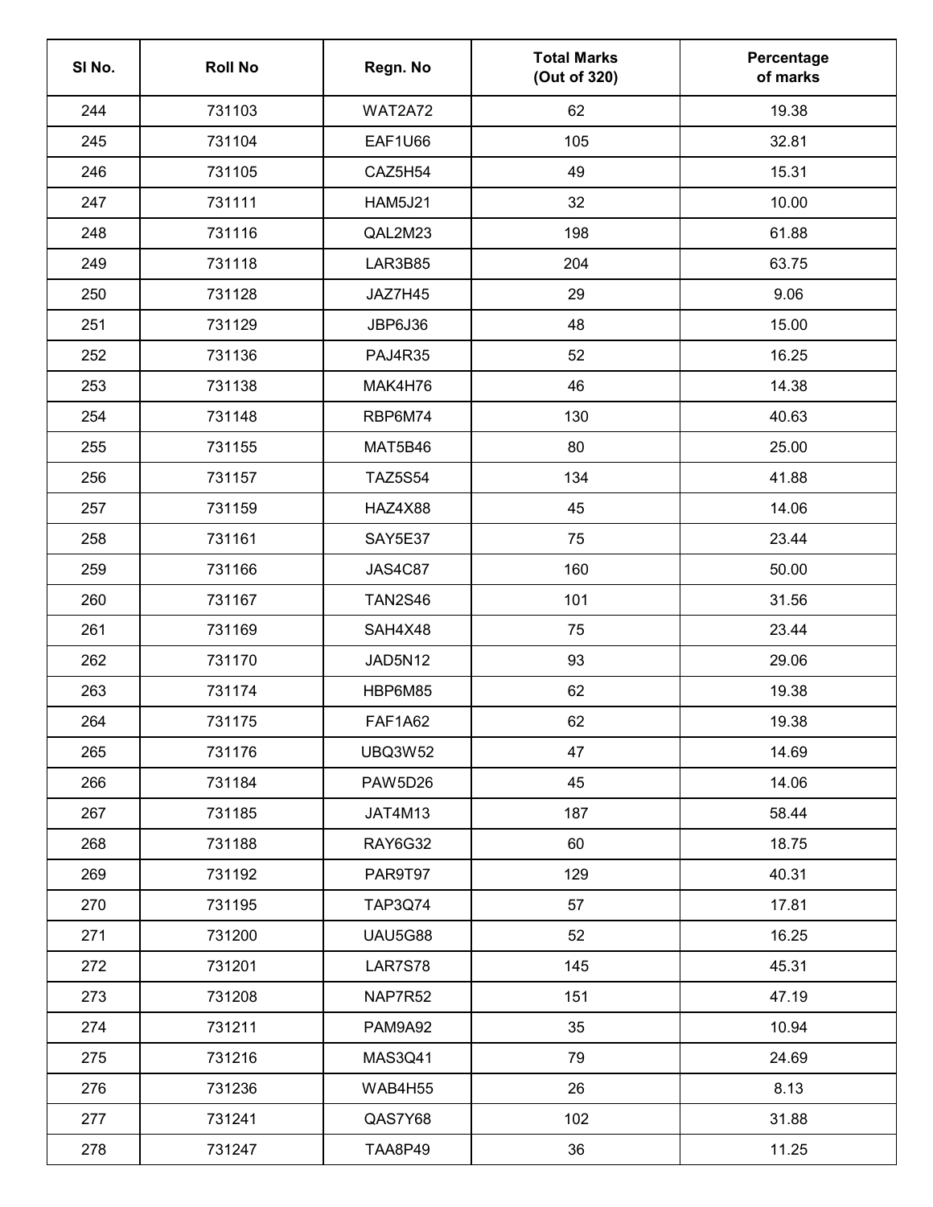| Sl No. | Roll No | Regn. No | Total Marks (Out of 320) | Percentage of marks |
|---|---|---|---|---|
| 244 | 731103 | WAT2A72 | 62 | 19.38 |
| 245 | 731104 | EAF1U66 | 105 | 32.81 |
| 246 | 731105 | CAZ5H54 | 49 | 15.31 |
| 247 | 731111 | HAM5J21 | 32 | 10.00 |
| 248 | 731116 | QAL2M23 | 198 | 61.88 |
| 249 | 731118 | LAR3B85 | 204 | 63.75 |
| 250 | 731128 | JAZ7H45 | 29 | 9.06 |
| 251 | 731129 | JBP6J36 | 48 | 15.00 |
| 252 | 731136 | PAJ4R35 | 52 | 16.25 |
| 253 | 731138 | MAK4H76 | 46 | 14.38 |
| 254 | 731148 | RBP6M74 | 130 | 40.63 |
| 255 | 731155 | MAT5B46 | 80 | 25.00 |
| 256 | 731157 | TAZ5S54 | 134 | 41.88 |
| 257 | 731159 | HAZ4X88 | 45 | 14.06 |
| 258 | 731161 | SAY5E37 | 75 | 23.44 |
| 259 | 731166 | JAS4C87 | 160 | 50.00 |
| 260 | 731167 | TAN2S46 | 101 | 31.56 |
| 261 | 731169 | SAH4X48 | 75 | 23.44 |
| 262 | 731170 | JAD5N12 | 93 | 29.06 |
| 263 | 731174 | HBP6M85 | 62 | 19.38 |
| 264 | 731175 | FAF1A62 | 62 | 19.38 |
| 265 | 731176 | UBQ3W52 | 47 | 14.69 |
| 266 | 731184 | PAW5D26 | 45 | 14.06 |
| 267 | 731185 | JAT4M13 | 187 | 58.44 |
| 268 | 731188 | RAY6G32 | 60 | 18.75 |
| 269 | 731192 | PAR9T97 | 129 | 40.31 |
| 270 | 731195 | TAP3Q74 | 57 | 17.81 |
| 271 | 731200 | UAU5G88 | 52 | 16.25 |
| 272 | 731201 | LAR7S78 | 145 | 45.31 |
| 273 | 731208 | NAP7R52 | 151 | 47.19 |
| 274 | 731211 | PAM9A92 | 35 | 10.94 |
| 275 | 731216 | MAS3Q41 | 79 | 24.69 |
| 276 | 731236 | WAB4H55 | 26 | 8.13 |
| 277 | 731241 | QAS7Y68 | 102 | 31.88 |
| 278 | 731247 | TAA8P49 | 36 | 11.25 |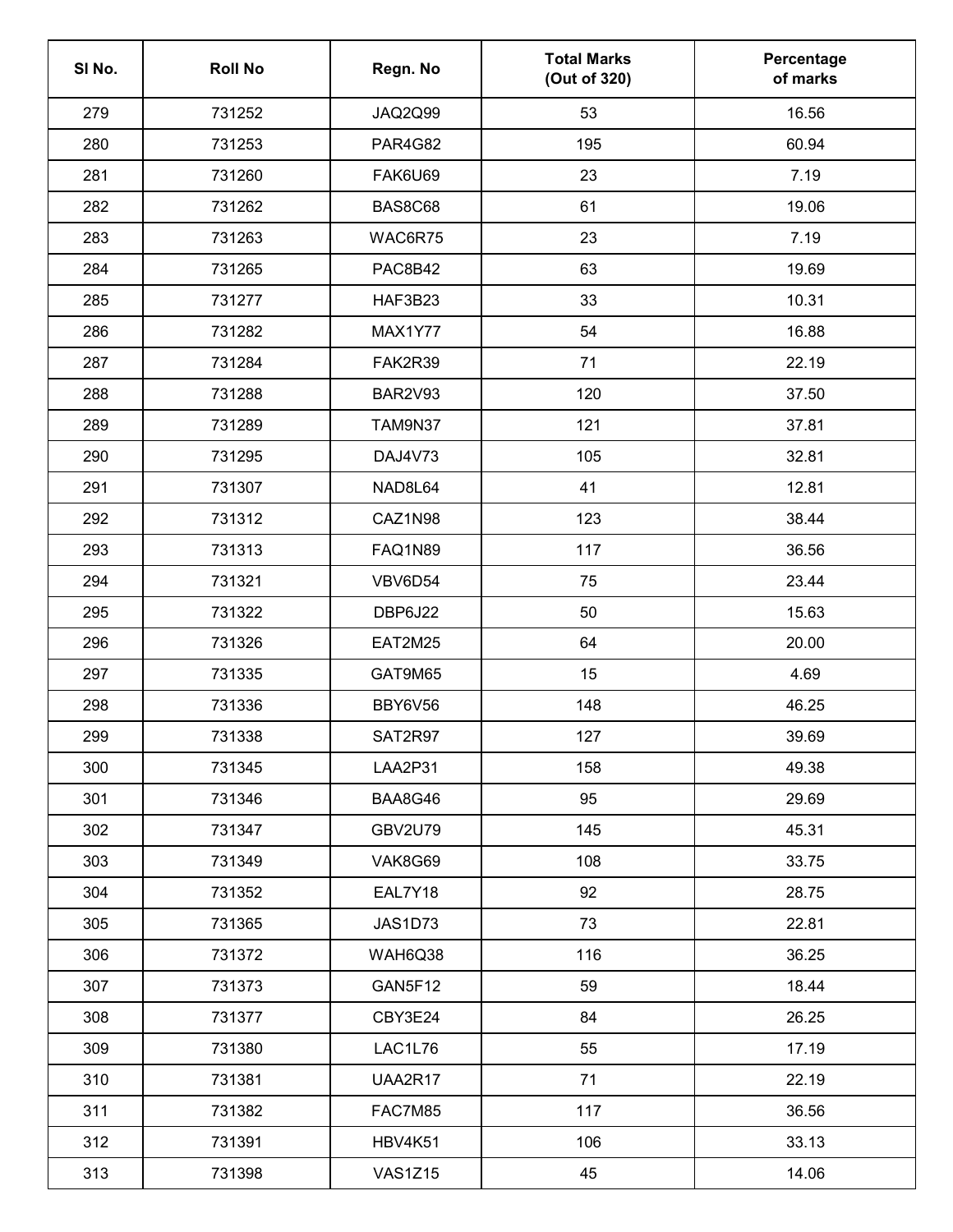| Sl No. | Roll No | Regn. No | Total Marks (Out of 320) | Percentage of marks |
|---|---|---|---|---|
| 279 | 731252 | JAQ2Q99 | 53 | 16.56 |
| 280 | 731253 | PAR4G82 | 195 | 60.94 |
| 281 | 731260 | FAK6U69 | 23 | 7.19 |
| 282 | 731262 | BAS8C68 | 61 | 19.06 |
| 283 | 731263 | WAC6R75 | 23 | 7.19 |
| 284 | 731265 | PAC8B42 | 63 | 19.69 |
| 285 | 731277 | HAF3B23 | 33 | 10.31 |
| 286 | 731282 | MAX1Y77 | 54 | 16.88 |
| 287 | 731284 | FAK2R39 | 71 | 22.19 |
| 288 | 731288 | BAR2V93 | 120 | 37.50 |
| 289 | 731289 | TAM9N37 | 121 | 37.81 |
| 290 | 731295 | DAJ4V73 | 105 | 32.81 |
| 291 | 731307 | NAD8L64 | 41 | 12.81 |
| 292 | 731312 | CAZ1N98 | 123 | 38.44 |
| 293 | 731313 | FAQ1N89 | 117 | 36.56 |
| 294 | 731321 | VBV6D54 | 75 | 23.44 |
| 295 | 731322 | DBP6J22 | 50 | 15.63 |
| 296 | 731326 | EAT2M25 | 64 | 20.00 |
| 297 | 731335 | GAT9M65 | 15 | 4.69 |
| 298 | 731336 | BBY6V56 | 148 | 46.25 |
| 299 | 731338 | SAT2R97 | 127 | 39.69 |
| 300 | 731345 | LAA2P31 | 158 | 49.38 |
| 301 | 731346 | BAA8G46 | 95 | 29.69 |
| 302 | 731347 | GBV2U79 | 145 | 45.31 |
| 303 | 731349 | VAK8G69 | 108 | 33.75 |
| 304 | 731352 | EAL7Y18 | 92 | 28.75 |
| 305 | 731365 | JAS1D73 | 73 | 22.81 |
| 306 | 731372 | WAH6Q38 | 116 | 36.25 |
| 307 | 731373 | GAN5F12 | 59 | 18.44 |
| 308 | 731377 | CBY3E24 | 84 | 26.25 |
| 309 | 731380 | LAC1L76 | 55 | 17.19 |
| 310 | 731381 | UAA2R17 | 71 | 22.19 |
| 311 | 731382 | FAC7M85 | 117 | 36.56 |
| 312 | 731391 | HBV4K51 | 106 | 33.13 |
| 313 | 731398 | VAS1Z15 | 45 | 14.06 |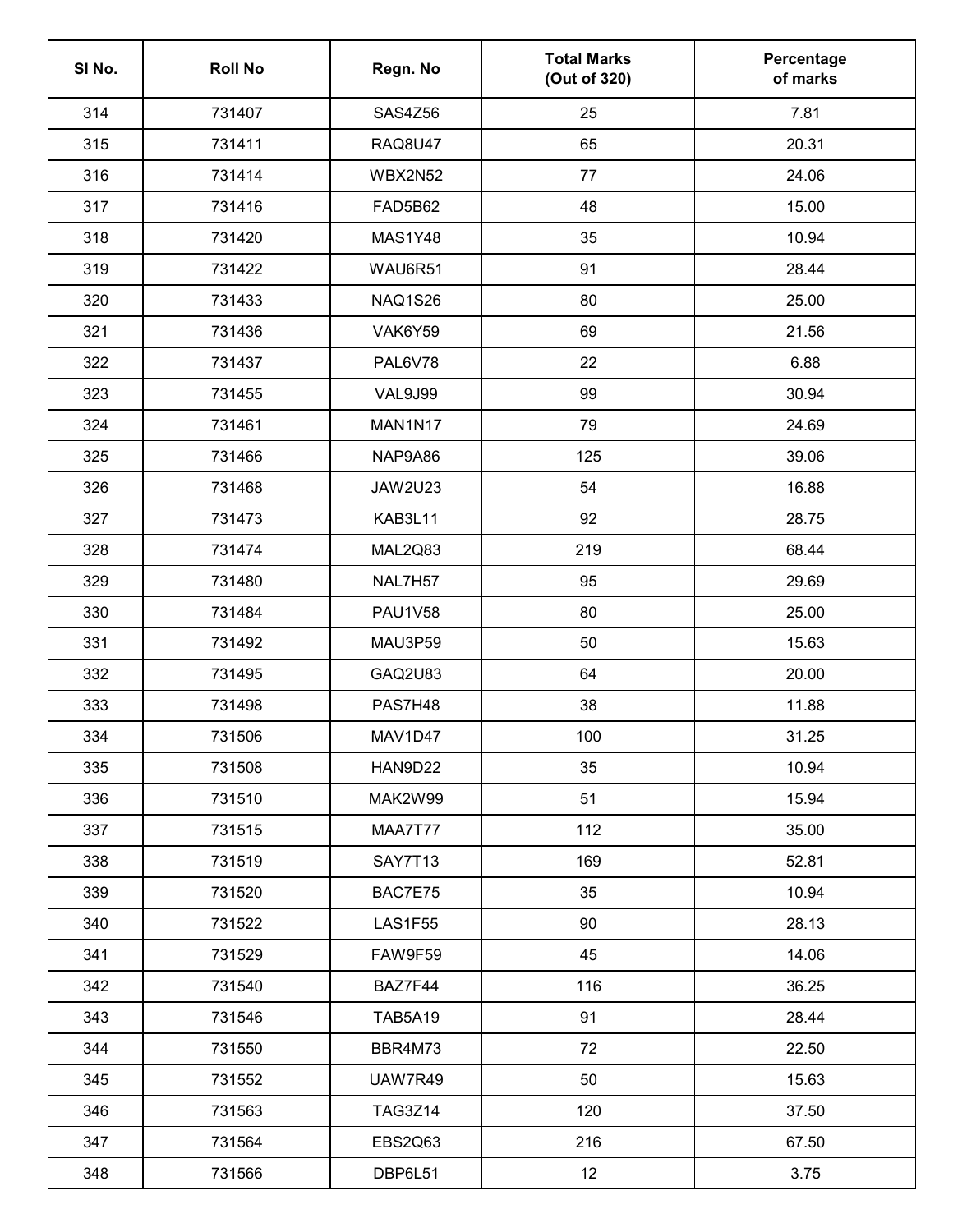| Sl No. | Roll No | Regn. No | Total Marks (Out of 320) | Percentage of marks |
|---|---|---|---|---|
| 314 | 731407 | SAS4Z56 | 25 | 7.81 |
| 315 | 731411 | RAQ8U47 | 65 | 20.31 |
| 316 | 731414 | WBX2N52 | 77 | 24.06 |
| 317 | 731416 | FAD5B62 | 48 | 15.00 |
| 318 | 731420 | MAS1Y48 | 35 | 10.94 |
| 319 | 731422 | WAU6R51 | 91 | 28.44 |
| 320 | 731433 | NAQ1S26 | 80 | 25.00 |
| 321 | 731436 | VAK6Y59 | 69 | 21.56 |
| 322 | 731437 | PAL6V78 | 22 | 6.88 |
| 323 | 731455 | VAL9J99 | 99 | 30.94 |
| 324 | 731461 | MAN1N17 | 79 | 24.69 |
| 325 | 731466 | NAP9A86 | 125 | 39.06 |
| 326 | 731468 | JAW2U23 | 54 | 16.88 |
| 327 | 731473 | KAB3L11 | 92 | 28.75 |
| 328 | 731474 | MAL2Q83 | 219 | 68.44 |
| 329 | 731480 | NAL7H57 | 95 | 29.69 |
| 330 | 731484 | PAU1V58 | 80 | 25.00 |
| 331 | 731492 | MAU3P59 | 50 | 15.63 |
| 332 | 731495 | GAQ2U83 | 64 | 20.00 |
| 333 | 731498 | PAS7H48 | 38 | 11.88 |
| 334 | 731506 | MAV1D47 | 100 | 31.25 |
| 335 | 731508 | HAN9D22 | 35 | 10.94 |
| 336 | 731510 | MAK2W99 | 51 | 15.94 |
| 337 | 731515 | MAA7T77 | 112 | 35.00 |
| 338 | 731519 | SAY7T13 | 169 | 52.81 |
| 339 | 731520 | BAC7E75 | 35 | 10.94 |
| 340 | 731522 | LAS1F55 | 90 | 28.13 |
| 341 | 731529 | FAW9F59 | 45 | 14.06 |
| 342 | 731540 | BAZ7F44 | 116 | 36.25 |
| 343 | 731546 | TAB5A19 | 91 | 28.44 |
| 344 | 731550 | BBR4M73 | 72 | 22.50 |
| 345 | 731552 | UAW7R49 | 50 | 15.63 |
| 346 | 731563 | TAG3Z14 | 120 | 37.50 |
| 347 | 731564 | EBS2Q63 | 216 | 67.50 |
| 348 | 731566 | DBP6L51 | 12 | 3.75 |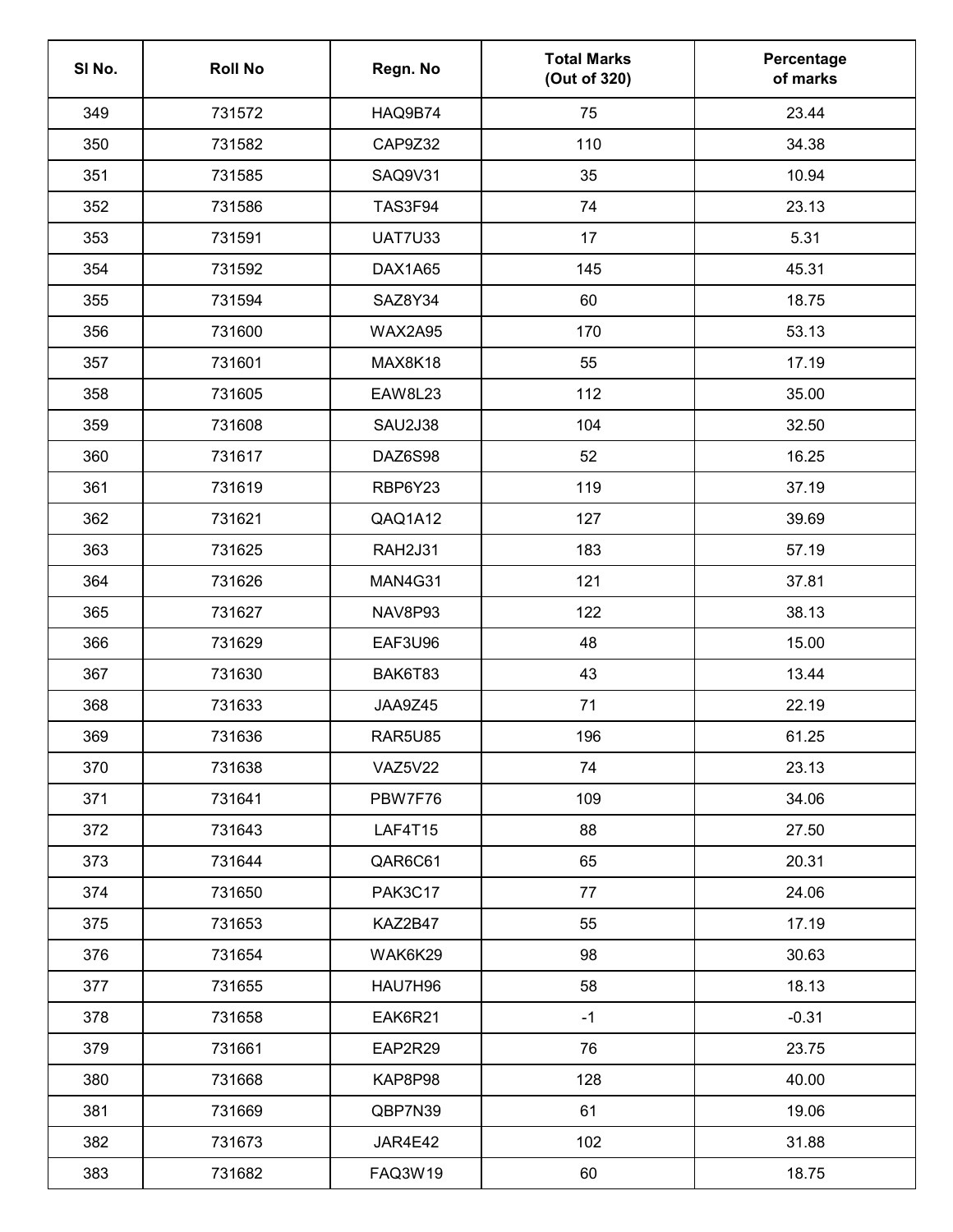| Sl No. | Roll No | Regn. No | Total Marks (Out of 320) | Percentage of marks |
|---|---|---|---|---|
| 349 | 731572 | HAQ9B74 | 75 | 23.44 |
| 350 | 731582 | CAP9Z32 | 110 | 34.38 |
| 351 | 731585 | SAQ9V31 | 35 | 10.94 |
| 352 | 731586 | TAS3F94 | 74 | 23.13 |
| 353 | 731591 | UAT7U33 | 17 | 5.31 |
| 354 | 731592 | DAX1A65 | 145 | 45.31 |
| 355 | 731594 | SAZ8Y34 | 60 | 18.75 |
| 356 | 731600 | WAX2A95 | 170 | 53.13 |
| 357 | 731601 | MAX8K18 | 55 | 17.19 |
| 358 | 731605 | EAW8L23 | 112 | 35.00 |
| 359 | 731608 | SAU2J38 | 104 | 32.50 |
| 360 | 731617 | DAZ6S98 | 52 | 16.25 |
| 361 | 731619 | RBP6Y23 | 119 | 37.19 |
| 362 | 731621 | QAQ1A12 | 127 | 39.69 |
| 363 | 731625 | RAH2J31 | 183 | 57.19 |
| 364 | 731626 | MAN4G31 | 121 | 37.81 |
| 365 | 731627 | NAV8P93 | 122 | 38.13 |
| 366 | 731629 | EAF3U96 | 48 | 15.00 |
| 367 | 731630 | BAK6T83 | 43 | 13.44 |
| 368 | 731633 | JAA9Z45 | 71 | 22.19 |
| 369 | 731636 | RAR5U85 | 196 | 61.25 |
| 370 | 731638 | VAZ5V22 | 74 | 23.13 |
| 371 | 731641 | PBW7F76 | 109 | 34.06 |
| 372 | 731643 | LAF4T15 | 88 | 27.50 |
| 373 | 731644 | QAR6C61 | 65 | 20.31 |
| 374 | 731650 | PAK3C17 | 77 | 24.06 |
| 375 | 731653 | KAZ2B47 | 55 | 17.19 |
| 376 | 731654 | WAK6K29 | 98 | 30.63 |
| 377 | 731655 | HAU7H96 | 58 | 18.13 |
| 378 | 731658 | EAK6R21 | -1 | -0.31 |
| 379 | 731661 | EAP2R29 | 76 | 23.75 |
| 380 | 731668 | KAP8P98 | 128 | 40.00 |
| 381 | 731669 | QBP7N39 | 61 | 19.06 |
| 382 | 731673 | JAR4E42 | 102 | 31.88 |
| 383 | 731682 | FAQ3W19 | 60 | 18.75 |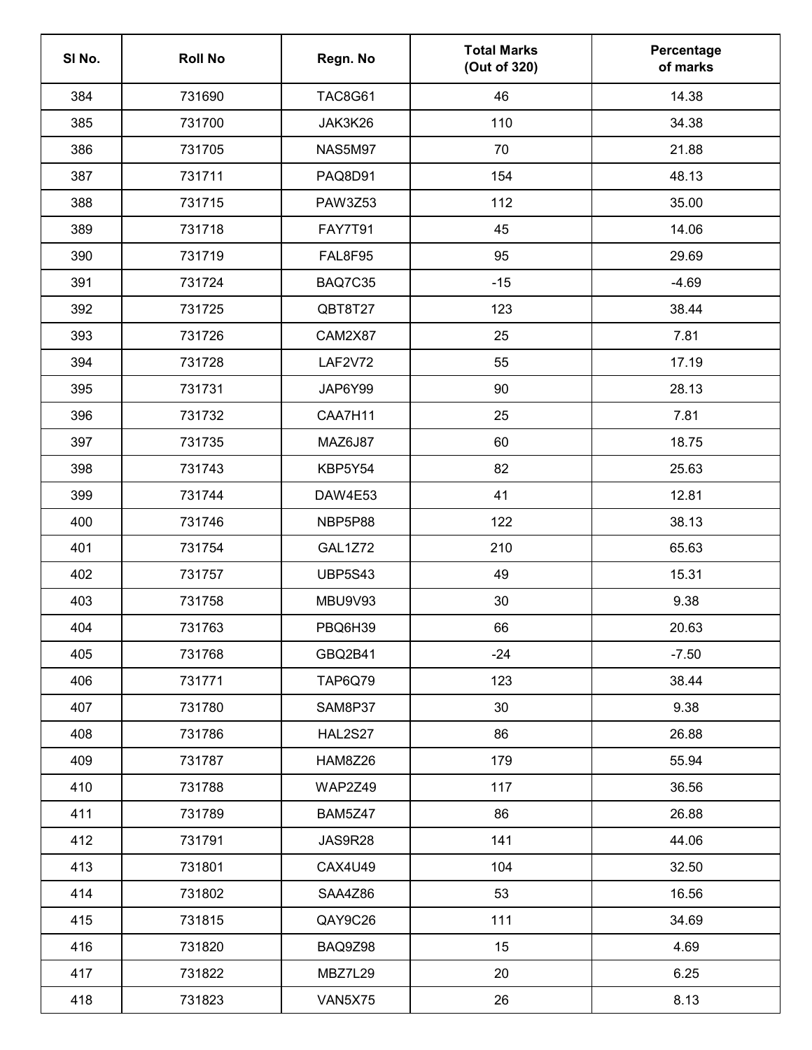| Sl No. | Roll No | Regn. No | Total Marks (Out of 320) | Percentage of marks |
|---|---|---|---|---|
| 384 | 731690 | TAC8G61 | 46 | 14.38 |
| 385 | 731700 | JAK3K26 | 110 | 34.38 |
| 386 | 731705 | NAS5M97 | 70 | 21.88 |
| 387 | 731711 | PAQ8D91 | 154 | 48.13 |
| 388 | 731715 | PAW3Z53 | 112 | 35.00 |
| 389 | 731718 | FAY7T91 | 45 | 14.06 |
| 390 | 731719 | FAL8F95 | 95 | 29.69 |
| 391 | 731724 | BAQ7C35 | -15 | -4.69 |
| 392 | 731725 | QBT8T27 | 123 | 38.44 |
| 393 | 731726 | CAM2X87 | 25 | 7.81 |
| 394 | 731728 | LAF2V72 | 55 | 17.19 |
| 395 | 731731 | JAP6Y99 | 90 | 28.13 |
| 396 | 731732 | CAA7H11 | 25 | 7.81 |
| 397 | 731735 | MAZ6J87 | 60 | 18.75 |
| 398 | 731743 | KBP5Y54 | 82 | 25.63 |
| 399 | 731744 | DAW4E53 | 41 | 12.81 |
| 400 | 731746 | NBP5P88 | 122 | 38.13 |
| 401 | 731754 | GAL1Z72 | 210 | 65.63 |
| 402 | 731757 | UBP5S43 | 49 | 15.31 |
| 403 | 731758 | MBU9V93 | 30 | 9.38 |
| 404 | 731763 | PBQ6H39 | 66 | 20.63 |
| 405 | 731768 | GBQ2B41 | -24 | -7.50 |
| 406 | 731771 | TAP6Q79 | 123 | 38.44 |
| 407 | 731780 | SAM8P37 | 30 | 9.38 |
| 408 | 731786 | HAL2S27 | 86 | 26.88 |
| 409 | 731787 | HAM8Z26 | 179 | 55.94 |
| 410 | 731788 | WAP2Z49 | 117 | 36.56 |
| 411 | 731789 | BAM5Z47 | 86 | 26.88 |
| 412 | 731791 | JAS9R28 | 141 | 44.06 |
| 413 | 731801 | CAX4U49 | 104 | 32.50 |
| 414 | 731802 | SAA4Z86 | 53 | 16.56 |
| 415 | 731815 | QAY9C26 | 111 | 34.69 |
| 416 | 731820 | BAQ9Z98 | 15 | 4.69 |
| 417 | 731822 | MBZ7L29 | 20 | 6.25 |
| 418 | 731823 | VAN5X75 | 26 | 8.13 |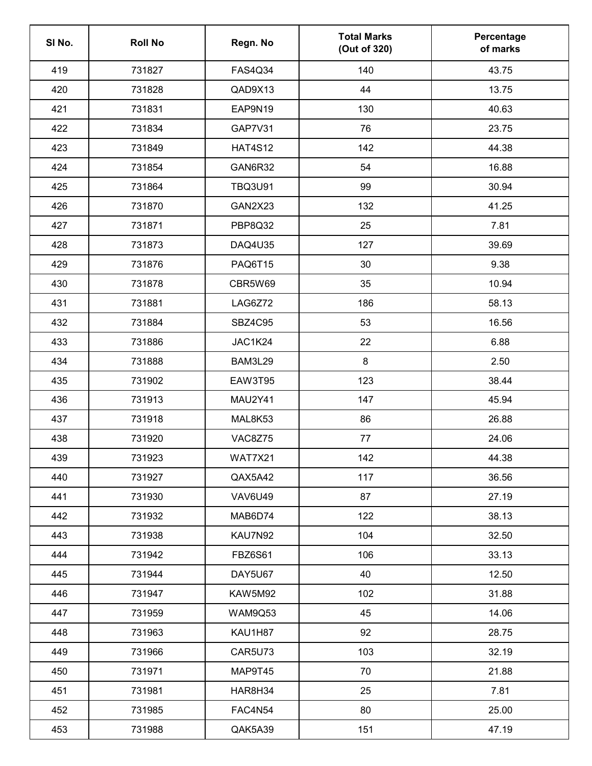| Sl No. | Roll No | Regn. No | Total Marks (Out of 320) | Percentage of marks |
|---|---|---|---|---|
| 419 | 731827 | FAS4Q34 | 140 | 43.75 |
| 420 | 731828 | QAD9X13 | 44 | 13.75 |
| 421 | 731831 | EAP9N19 | 130 | 40.63 |
| 422 | 731834 | GAP7V31 | 76 | 23.75 |
| 423 | 731849 | HAT4S12 | 142 | 44.38 |
| 424 | 731854 | GAN6R32 | 54 | 16.88 |
| 425 | 731864 | TBQ3U91 | 99 | 30.94 |
| 426 | 731870 | GAN2X23 | 132 | 41.25 |
| 427 | 731871 | PBP8Q32 | 25 | 7.81 |
| 428 | 731873 | DAQ4U35 | 127 | 39.69 |
| 429 | 731876 | PAQ6T15 | 30 | 9.38 |
| 430 | 731878 | CBR5W69 | 35 | 10.94 |
| 431 | 731881 | LAG6Z72 | 186 | 58.13 |
| 432 | 731884 | SBZ4C95 | 53 | 16.56 |
| 433 | 731886 | JAC1K24 | 22 | 6.88 |
| 434 | 731888 | BAM3L29 | 8 | 2.50 |
| 435 | 731902 | EAW3T95 | 123 | 38.44 |
| 436 | 731913 | MAU2Y41 | 147 | 45.94 |
| 437 | 731918 | MAL8K53 | 86 | 26.88 |
| 438 | 731920 | VAC8Z75 | 77 | 24.06 |
| 439 | 731923 | WAT7X21 | 142 | 44.38 |
| 440 | 731927 | QAX5A42 | 117 | 36.56 |
| 441 | 731930 | VAV6U49 | 87 | 27.19 |
| 442 | 731932 | MAB6D74 | 122 | 38.13 |
| 443 | 731938 | KAU7N92 | 104 | 32.50 |
| 444 | 731942 | FBZ6S61 | 106 | 33.13 |
| 445 | 731944 | DAY5U67 | 40 | 12.50 |
| 446 | 731947 | KAW5M92 | 102 | 31.88 |
| 447 | 731959 | WAM9Q53 | 45 | 14.06 |
| 448 | 731963 | KAU1H87 | 92 | 28.75 |
| 449 | 731966 | CAR5U73 | 103 | 32.19 |
| 450 | 731971 | MAP9T45 | 70 | 21.88 |
| 451 | 731981 | HAR8H34 | 25 | 7.81 |
| 452 | 731985 | FAC4N54 | 80 | 25.00 |
| 453 | 731988 | QAK5A39 | 151 | 47.19 |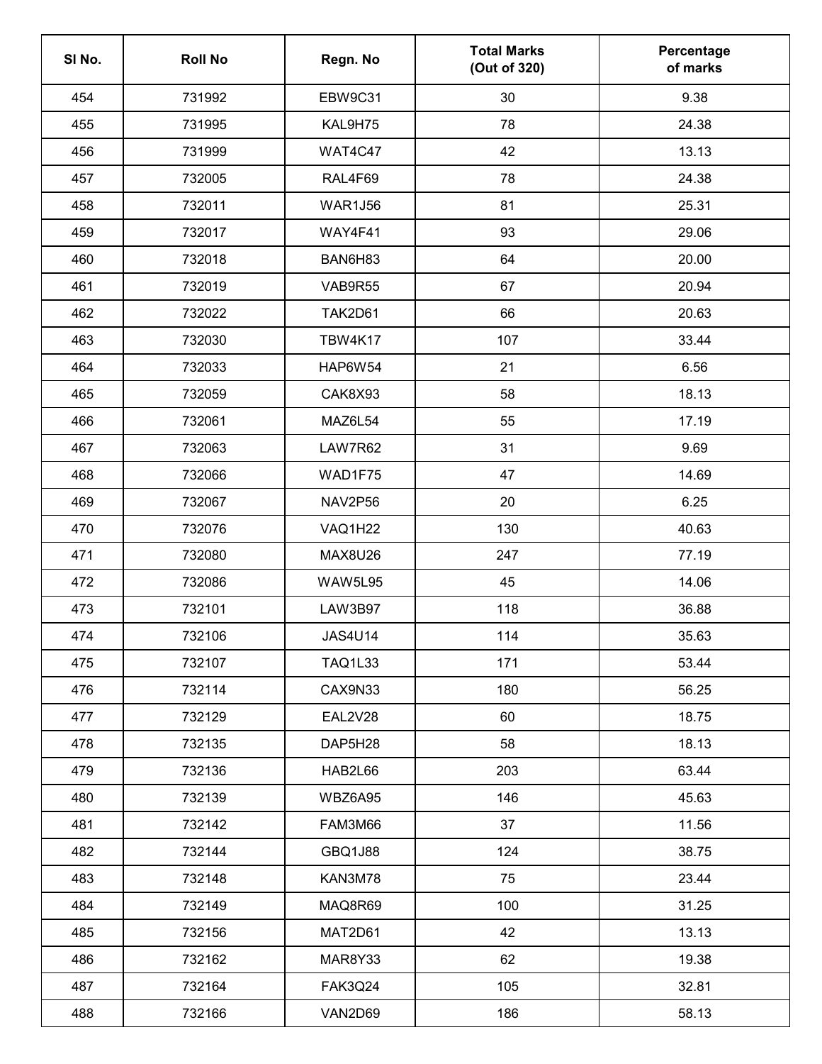| Sl No. | Roll No | Regn. No | Total Marks (Out of 320) | Percentage of marks |
|---|---|---|---|---|
| 454 | 731992 | EBW9C31 | 30 | 9.38 |
| 455 | 731995 | KAL9H75 | 78 | 24.38 |
| 456 | 731999 | WAT4C47 | 42 | 13.13 |
| 457 | 732005 | RAL4F69 | 78 | 24.38 |
| 458 | 732011 | WAR1J56 | 81 | 25.31 |
| 459 | 732017 | WAY4F41 | 93 | 29.06 |
| 460 | 732018 | BAN6H83 | 64 | 20.00 |
| 461 | 732019 | VAB9R55 | 67 | 20.94 |
| 462 | 732022 | TAK2D61 | 66 | 20.63 |
| 463 | 732030 | TBW4K17 | 107 | 33.44 |
| 464 | 732033 | HAP6W54 | 21 | 6.56 |
| 465 | 732059 | CAK8X93 | 58 | 18.13 |
| 466 | 732061 | MAZ6L54 | 55 | 17.19 |
| 467 | 732063 | LAW7R62 | 31 | 9.69 |
| 468 | 732066 | WAD1F75 | 47 | 14.69 |
| 469 | 732067 | NAV2P56 | 20 | 6.25 |
| 470 | 732076 | VAQ1H22 | 130 | 40.63 |
| 471 | 732080 | MAX8U26 | 247 | 77.19 |
| 472 | 732086 | WAW5L95 | 45 | 14.06 |
| 473 | 732101 | LAW3B97 | 118 | 36.88 |
| 474 | 732106 | JAS4U14 | 114 | 35.63 |
| 475 | 732107 | TAQ1L33 | 171 | 53.44 |
| 476 | 732114 | CAX9N33 | 180 | 56.25 |
| 477 | 732129 | EAL2V28 | 60 | 18.75 |
| 478 | 732135 | DAP5H28 | 58 | 18.13 |
| 479 | 732136 | HAB2L66 | 203 | 63.44 |
| 480 | 732139 | WBZ6A95 | 146 | 45.63 |
| 481 | 732142 | FAM3M66 | 37 | 11.56 |
| 482 | 732144 | GBQ1J88 | 124 | 38.75 |
| 483 | 732148 | KAN3M78 | 75 | 23.44 |
| 484 | 732149 | MAQ8R69 | 100 | 31.25 |
| 485 | 732156 | MAT2D61 | 42 | 13.13 |
| 486 | 732162 | MAR8Y33 | 62 | 19.38 |
| 487 | 732164 | FAK3Q24 | 105 | 32.81 |
| 488 | 732166 | VAN2D69 | 186 | 58.13 |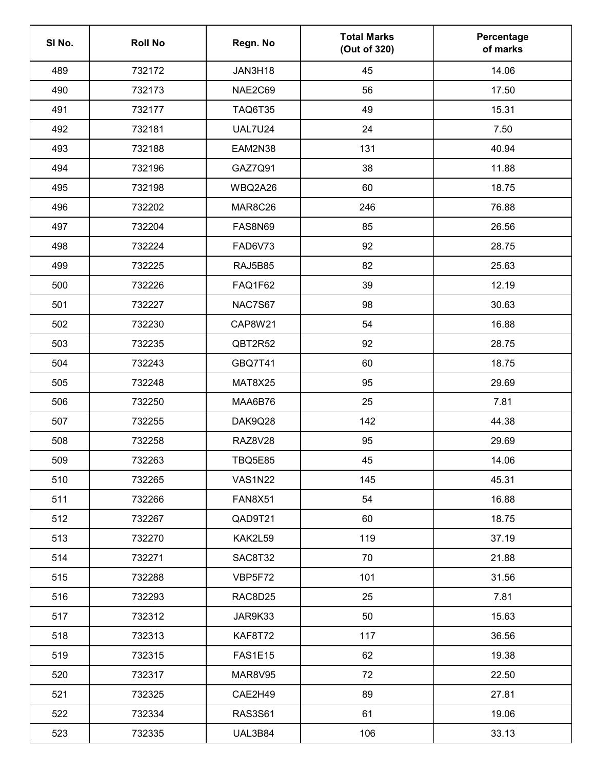| Sl No. | Roll No | Regn. No | Total Marks (Out of 320) | Percentage of marks |
|---|---|---|---|---|
| 489 | 732172 | JAN3H18 | 45 | 14.06 |
| 490 | 732173 | NAE2C69 | 56 | 17.50 |
| 491 | 732177 | TAQ6T35 | 49 | 15.31 |
| 492 | 732181 | UAL7U24 | 24 | 7.50 |
| 493 | 732188 | EAM2N38 | 131 | 40.94 |
| 494 | 732196 | GAZ7Q91 | 38 | 11.88 |
| 495 | 732198 | WBQ2A26 | 60 | 18.75 |
| 496 | 732202 | MAR8C26 | 246 | 76.88 |
| 497 | 732204 | FAS8N69 | 85 | 26.56 |
| 498 | 732224 | FAD6V73 | 92 | 28.75 |
| 499 | 732225 | RAJ5B85 | 82 | 25.63 |
| 500 | 732226 | FAQ1F62 | 39 | 12.19 |
| 501 | 732227 | NAC7S67 | 98 | 30.63 |
| 502 | 732230 | CAP8W21 | 54 | 16.88 |
| 503 | 732235 | QBT2R52 | 92 | 28.75 |
| 504 | 732243 | GBQ7T41 | 60 | 18.75 |
| 505 | 732248 | MAT8X25 | 95 | 29.69 |
| 506 | 732250 | MAA6B76 | 25 | 7.81 |
| 507 | 732255 | DAK9Q28 | 142 | 44.38 |
| 508 | 732258 | RAZ8V28 | 95 | 29.69 |
| 509 | 732263 | TBQ5E85 | 45 | 14.06 |
| 510 | 732265 | VAS1N22 | 145 | 45.31 |
| 511 | 732266 | FAN8X51 | 54 | 16.88 |
| 512 | 732267 | QAD9T21 | 60 | 18.75 |
| 513 | 732270 | KAK2L59 | 119 | 37.19 |
| 514 | 732271 | SAC8T32 | 70 | 21.88 |
| 515 | 732288 | VBP5F72 | 101 | 31.56 |
| 516 | 732293 | RAC8D25 | 25 | 7.81 |
| 517 | 732312 | JAR9K33 | 50 | 15.63 |
| 518 | 732313 | KAF8T72 | 117 | 36.56 |
| 519 | 732315 | FAS1E15 | 62 | 19.38 |
| 520 | 732317 | MAR8V95 | 72 | 22.50 |
| 521 | 732325 | CAE2H49 | 89 | 27.81 |
| 522 | 732334 | RAS3S61 | 61 | 19.06 |
| 523 | 732335 | UAL3B84 | 106 | 33.13 |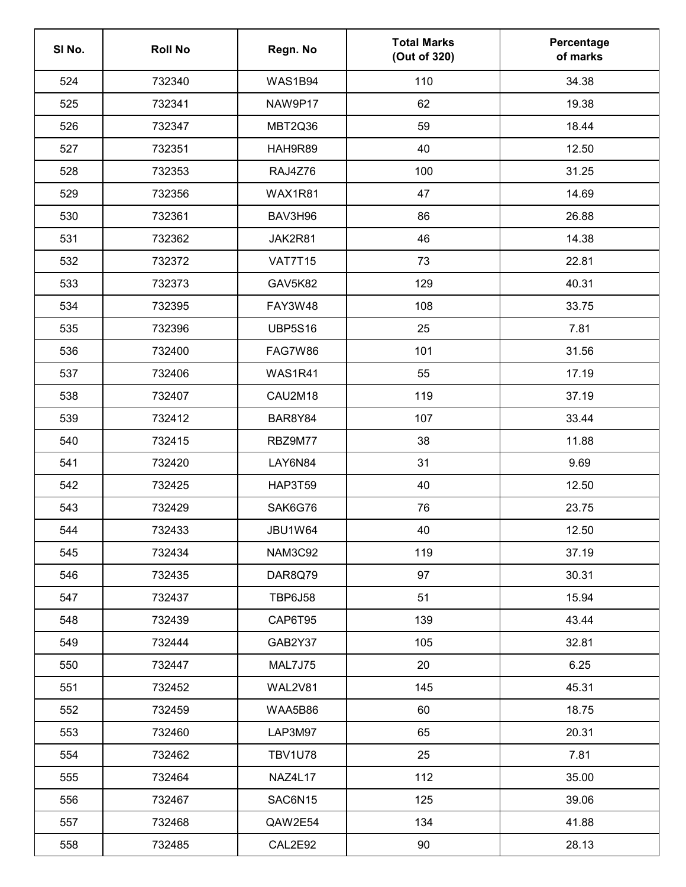| Sl No. | Roll No | Regn. No | Total Marks (Out of 320) | Percentage of marks |
|---|---|---|---|---|
| 524 | 732340 | WAS1B94 | 110 | 34.38 |
| 525 | 732341 | NAW9P17 | 62 | 19.38 |
| 526 | 732347 | MBT2Q36 | 59 | 18.44 |
| 527 | 732351 | HAH9R89 | 40 | 12.50 |
| 528 | 732353 | RAJ4Z76 | 100 | 31.25 |
| 529 | 732356 | WAX1R81 | 47 | 14.69 |
| 530 | 732361 | BAV3H96 | 86 | 26.88 |
| 531 | 732362 | JAK2R81 | 46 | 14.38 |
| 532 | 732372 | VAT7T15 | 73 | 22.81 |
| 533 | 732373 | GAV5K82 | 129 | 40.31 |
| 534 | 732395 | FAY3W48 | 108 | 33.75 |
| 535 | 732396 | UBP5S16 | 25 | 7.81 |
| 536 | 732400 | FAG7W86 | 101 | 31.56 |
| 537 | 732406 | WAS1R41 | 55 | 17.19 |
| 538 | 732407 | CAU2M18 | 119 | 37.19 |
| 539 | 732412 | BAR8Y84 | 107 | 33.44 |
| 540 | 732415 | RBZ9M77 | 38 | 11.88 |
| 541 | 732420 | LAY6N84 | 31 | 9.69 |
| 542 | 732425 | HAP3T59 | 40 | 12.50 |
| 543 | 732429 | SAK6G76 | 76 | 23.75 |
| 544 | 732433 | JBU1W64 | 40 | 12.50 |
| 545 | 732434 | NAM3C92 | 119 | 37.19 |
| 546 | 732435 | DAR8Q79 | 97 | 30.31 |
| 547 | 732437 | TBP6J58 | 51 | 15.94 |
| 548 | 732439 | CAP6T95 | 139 | 43.44 |
| 549 | 732444 | GAB2Y37 | 105 | 32.81 |
| 550 | 732447 | MAL7J75 | 20 | 6.25 |
| 551 | 732452 | WAL2V81 | 145 | 45.31 |
| 552 | 732459 | WAA5B86 | 60 | 18.75 |
| 553 | 732460 | LAP3M97 | 65 | 20.31 |
| 554 | 732462 | TBV1U78 | 25 | 7.81 |
| 555 | 732464 | NAZ4L17 | 112 | 35.00 |
| 556 | 732467 | SAC6N15 | 125 | 39.06 |
| 557 | 732468 | QAW2E54 | 134 | 41.88 |
| 558 | 732485 | CAL2E92 | 90 | 28.13 |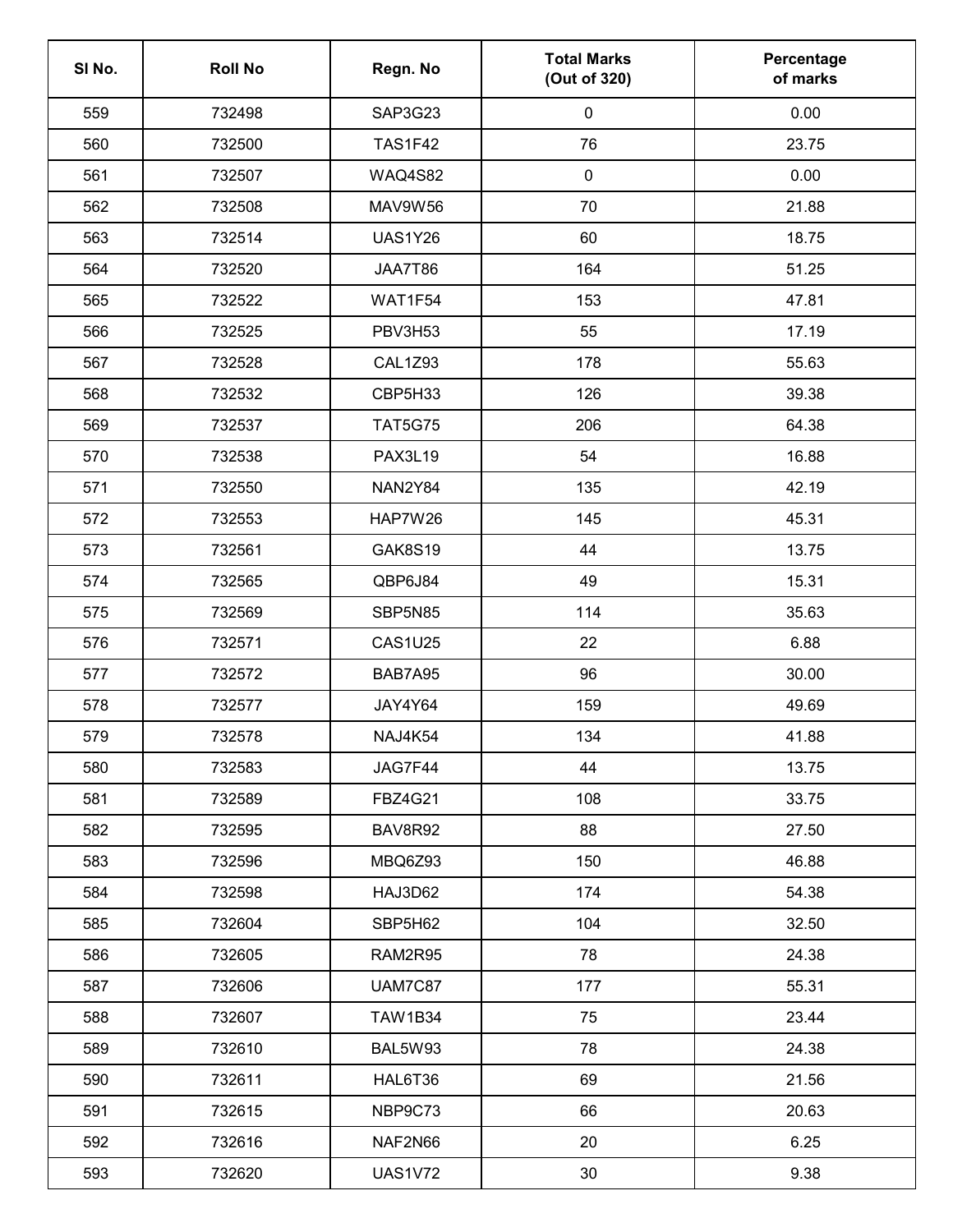| Sl No. | Roll No | Regn. No | Total Marks (Out of 320) | Percentage of marks |
|---|---|---|---|---|
| 559 | 732498 | SAP3G23 | 0 | 0.00 |
| 560 | 732500 | TAS1F42 | 76 | 23.75 |
| 561 | 732507 | WAQ4S82 | 0 | 0.00 |
| 562 | 732508 | MAV9W56 | 70 | 21.88 |
| 563 | 732514 | UAS1Y26 | 60 | 18.75 |
| 564 | 732520 | JAA7T86 | 164 | 51.25 |
| 565 | 732522 | WAT1F54 | 153 | 47.81 |
| 566 | 732525 | PBV3H53 | 55 | 17.19 |
| 567 | 732528 | CAL1Z93 | 178 | 55.63 |
| 568 | 732532 | CBP5H33 | 126 | 39.38 |
| 569 | 732537 | TAT5G75 | 206 | 64.38 |
| 570 | 732538 | PAX3L19 | 54 | 16.88 |
| 571 | 732550 | NAN2Y84 | 135 | 42.19 |
| 572 | 732553 | HAP7W26 | 145 | 45.31 |
| 573 | 732561 | GAK8S19 | 44 | 13.75 |
| 574 | 732565 | QBP6J84 | 49 | 15.31 |
| 575 | 732569 | SBP5N85 | 114 | 35.63 |
| 576 | 732571 | CAS1U25 | 22 | 6.88 |
| 577 | 732572 | BAB7A95 | 96 | 30.00 |
| 578 | 732577 | JAY4Y64 | 159 | 49.69 |
| 579 | 732578 | NAJ4K54 | 134 | 41.88 |
| 580 | 732583 | JAG7F44 | 44 | 13.75 |
| 581 | 732589 | FBZ4G21 | 108 | 33.75 |
| 582 | 732595 | BAV8R92 | 88 | 27.50 |
| 583 | 732596 | MBQ6Z93 | 150 | 46.88 |
| 584 | 732598 | HAJ3D62 | 174 | 54.38 |
| 585 | 732604 | SBP5H62 | 104 | 32.50 |
| 586 | 732605 | RAM2R95 | 78 | 24.38 |
| 587 | 732606 | UAM7C87 | 177 | 55.31 |
| 588 | 732607 | TAW1B34 | 75 | 23.44 |
| 589 | 732610 | BAL5W93 | 78 | 24.38 |
| 590 | 732611 | HAL6T36 | 69 | 21.56 |
| 591 | 732615 | NBP9C73 | 66 | 20.63 |
| 592 | 732616 | NAF2N66 | 20 | 6.25 |
| 593 | 732620 | UAS1V72 | 30 | 9.38 |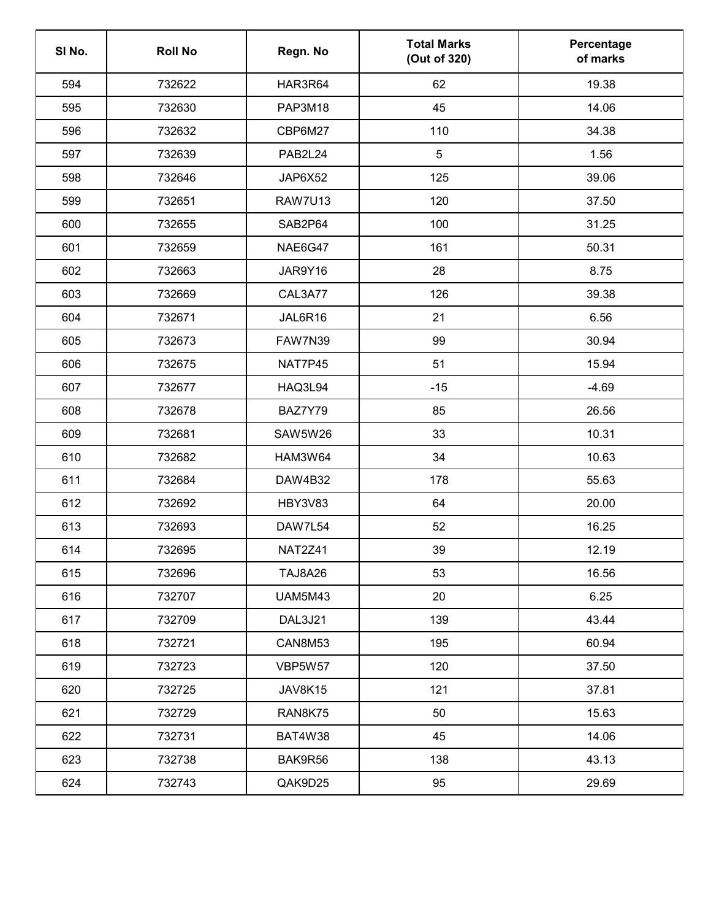| Sl No. | Roll No | Regn. No | Total Marks (Out of 320) | Percentage of marks |
|---|---|---|---|---|
| 594 | 732622 | HAR3R64 | 62 | 19.38 |
| 595 | 732630 | PAP3M18 | 45 | 14.06 |
| 596 | 732632 | CBP6M27 | 110 | 34.38 |
| 597 | 732639 | PAB2L24 | 5 | 1.56 |
| 598 | 732646 | JAP6X52 | 125 | 39.06 |
| 599 | 732651 | RAW7U13 | 120 | 37.50 |
| 600 | 732655 | SAB2P64 | 100 | 31.25 |
| 601 | 732659 | NAE6G47 | 161 | 50.31 |
| 602 | 732663 | JAR9Y16 | 28 | 8.75 |
| 603 | 732669 | CAL3A77 | 126 | 39.38 |
| 604 | 732671 | JAL6R16 | 21 | 6.56 |
| 605 | 732673 | FAW7N39 | 99 | 30.94 |
| 606 | 732675 | NAT7P45 | 51 | 15.94 |
| 607 | 732677 | HAQ3L94 | -15 | -4.69 |
| 608 | 732678 | BAZ7Y79 | 85 | 26.56 |
| 609 | 732681 | SAW5W26 | 33 | 10.31 |
| 610 | 732682 | HAM3W64 | 34 | 10.63 |
| 611 | 732684 | DAW4B32 | 178 | 55.63 |
| 612 | 732692 | HBY3V83 | 64 | 20.00 |
| 613 | 732693 | DAW7L54 | 52 | 16.25 |
| 614 | 732695 | NAT2Z41 | 39 | 12.19 |
| 615 | 732696 | TAJ8A26 | 53 | 16.56 |
| 616 | 732707 | UAM5M43 | 20 | 6.25 |
| 617 | 732709 | DAL3J21 | 139 | 43.44 |
| 618 | 732721 | CAN8M53 | 195 | 60.94 |
| 619 | 732723 | VBP5W57 | 120 | 37.50 |
| 620 | 732725 | JAV8K15 | 121 | 37.81 |
| 621 | 732729 | RAN8K75 | 50 | 15.63 |
| 622 | 732731 | BAT4W38 | 45 | 14.06 |
| 623 | 732738 | BAK9R56 | 138 | 43.13 |
| 624 | 732743 | QAK9D25 | 95 | 29.69 |